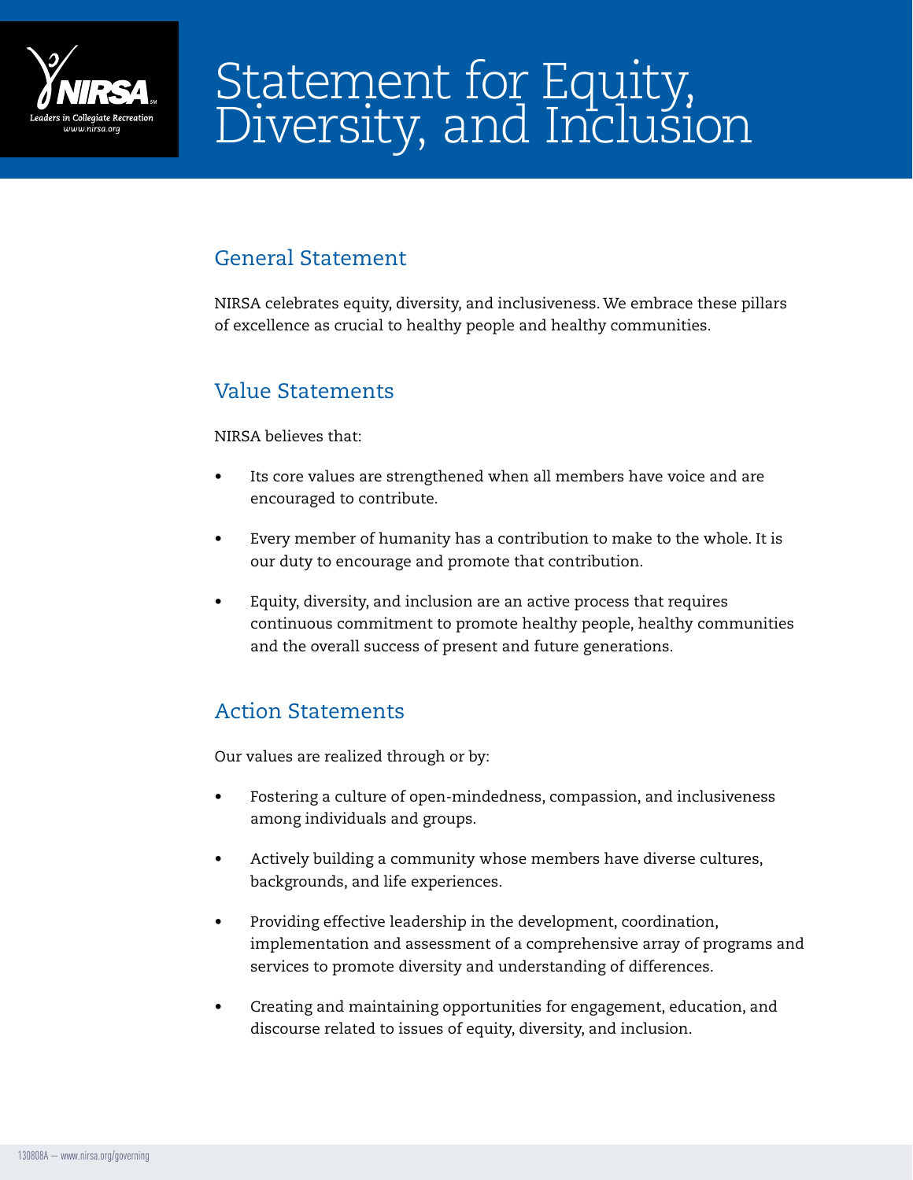# Statement for Equity, Diversity, and Inclusion

## General Statement

NIRSA celebrates equity, diversity, and inclusiveness. We embrace these pillars of excellence as crucial to healthy people and healthy communities.

## Value Statements

NIRSA believes that:

- Its core values are strengthened when all members have voice and are encouraged to contribute.
- Every member of humanity has a contribution to make to the whole. It is our duty to encourage and promote that contribution.
- Equity, diversity, and inclusion are an active process that requires continuous commitment to promote healthy people, healthy communities and the overall success of present and future generations.

## Action Statements

Our values are realized through or by:

- Fostering a culture of open-mindedness, compassion, and inclusiveness among individuals and groups.
- Actively building a community whose members have diverse cultures, backgrounds, and life experiences.
- Providing effective leadership in the development, coordination, implementation and assessment of a comprehensive array of programs and services to promote diversity and understanding of differences.
- Creating and maintaining opportunities for engagement, education, and discourse related to issues of equity, diversity, and inclusion.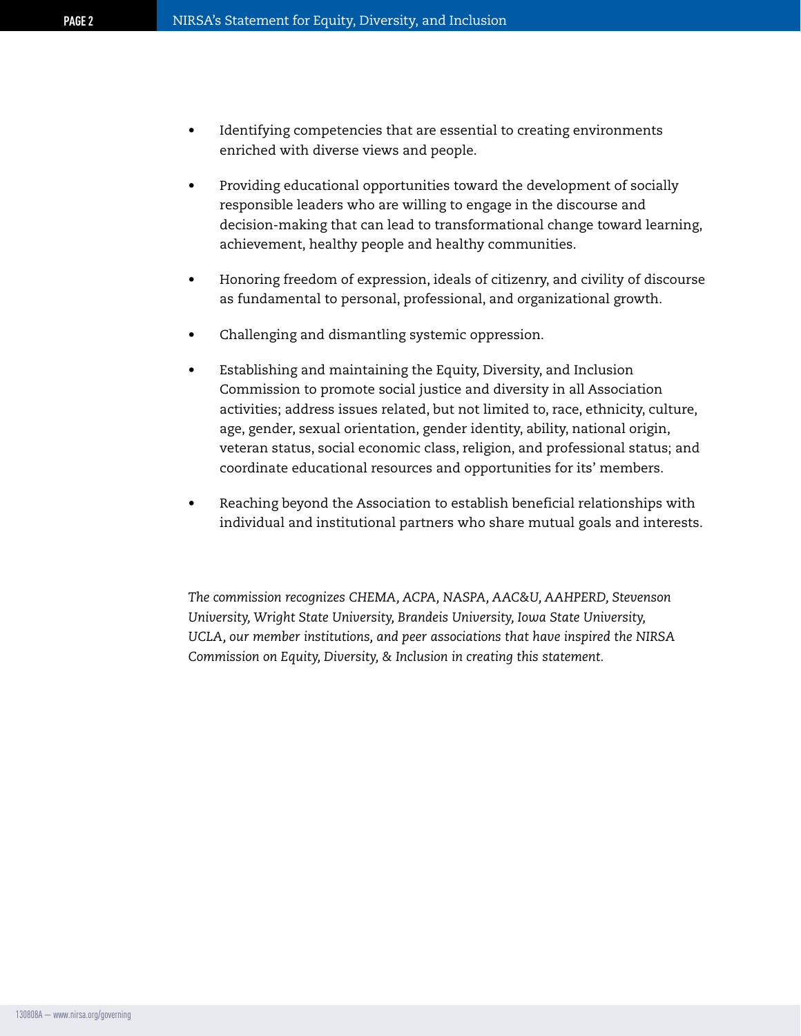- Identifying competencies that are essential to creating environments enriched with diverse views and people.

- Providing educational opportunities toward the development of socially responsible leaders who are willing to engage in the discourse and decision-making that can lead to transformational change toward learning, achievement, healthy people and healthy communities.

- Honoring freedom of expression, ideals of citizenry, and civility of discourse as fundamental to personal, professional, and organizational growth.

- Challenging and dismantling systemic oppression.

- Establishing and maintaining the Equity, Diversity, and Inclusion Commission to promote social justice and diversity in all Association activities; address issues related, but not limited to, race, ethnicity, culture, age, gender, sexual orientation, gender identity, ability, national origin, veteran status, social economic class, religion, and professional status; and coordinate educational resources and opportunities for its' members.

- Reaching beyond the Association to establish beneficial relationships with individual and institutional partners who share mutual goals and interests.

*The commission recognizes CHEMA, ACPA, NASPA, AAC&U, AAHPERD, Stevenson University, Wright State University, Brandeis University, Iowa State University, UCLA, our member institutions, and peer associations that have inspired the NIRSA Commission on Equity, Diversity, & Inclusion in creating this statement.*